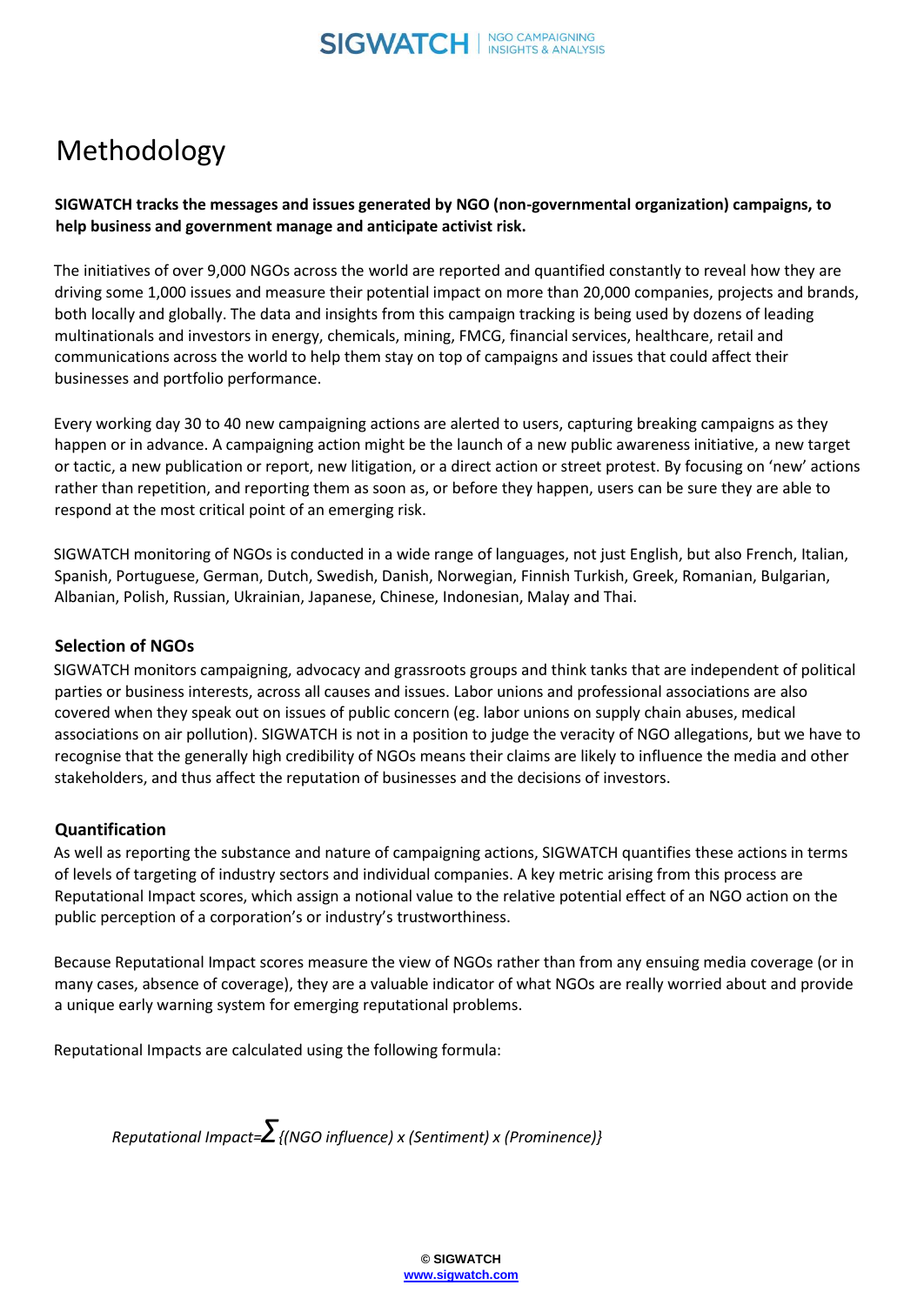# Methodology

**SIGWATCH tracks the messages and issues generated by NGO (non-governmental organization) campaigns, to help business and government manage and anticipate activist risk.**

The initiatives of over 9,000 NGOs across the world are reported and quantified constantly to reveal how they are driving some 1,000 issues and measure their potential impact on more than 20,000 companies, projects and brands, both locally and globally. The data and insights from this campaign tracking is being used by dozens of leading multinationals and investors in energy, chemicals, mining, FMCG, financial services, healthcare, retail and communications across the world to help them stay on top of campaigns and issues that could affect their businesses and portfolio performance.

Every working day 30 to 40 new campaigning actions are alerted to users, capturing breaking campaigns as they happen or in advance. A campaigning action might be the launch of a new public awareness initiative, a new target or tactic, a new publication or report, new litigation, or a direct action or street protest. By focusing on 'new' actions rather than repetition, and reporting them as soon as, or before they happen, users can be sure they are able to respond at the most critical point of an emerging risk.

SIGWATCH monitoring of NGOs is conducted in a wide range of languages, not just English, but also French, Italian, Spanish, Portuguese, German, Dutch, Swedish, Danish, Norwegian, Finnish Turkish, Greek, Romanian, Bulgarian, Albanian, Polish, Russian, Ukrainian, Japanese, Chinese, Indonesian, Malay and Thai.

### Selection of NGOs

SIGWATCH monitors campaigning, advocacy and grassroots groups and think tanks that are independent of political parties or business interests, across all causes and issues. Labor unions and professional associations are also covered when they speak out on issues of public concern (eg. labor unions on supply chain abuses, medical associations on air pollution). SIGWATCH is not in a position to judge the veracity of NGO allegations, but we have to recognise that the generally high credibility of NGOs means their claims are likely to influence the media and other stakeholders, and thus affect the reputation of businesses and the decisions of investors.

### Quantification

As well as reporting the substance and nature of campaigning actions, SIGWATCH quantifies these actions in terms of levels of targeting of industry sectors and individual companies. A key metric arising from this process are Reputational Impact scores, which assign a notional value to the relative potential effect of an NGO action on the public perception of a corporation's or industry's trustworthiness.

Because Reputational Impact scores measure the view of NGOs rather than from any ensuing media coverage (or in many cases, absence of coverage), they are a valuable indicator of what NGOs are really worried about and provide a unique early warning system for emerging reputational problems.

Reputational Impacts are calculated using the following formula:

$$\text{Reputational Impact} = \sum \{(\text{NGO influence}) \times (\text{Sentiment}) \times (\text{Prominence})\}$$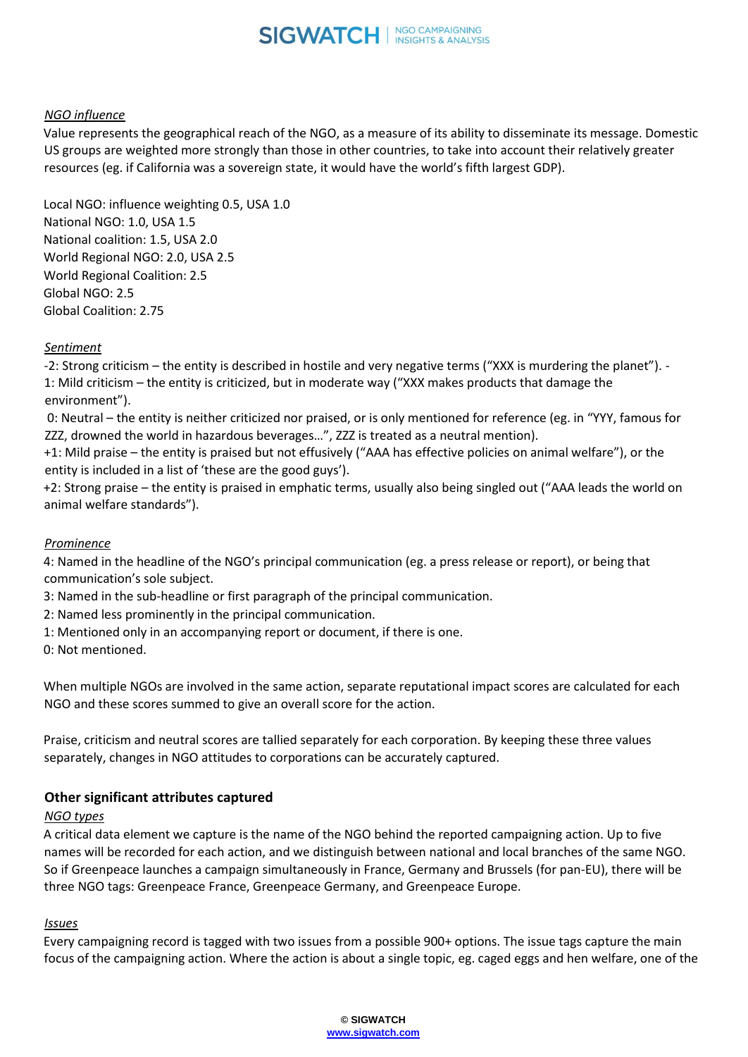*NGO influence*

Value represents the geographical reach of the NGO, as a measure of its ability to disseminate its message. Domestic US groups are weighted more strongly than those in other countries, to take into account their relatively greater resources (eg. if California was a sovereign state, it would have the world's fifth largest GDP).

Local NGO: influence weighting 0.5, USA 1.0
National NGO: 1.0, USA 1.5
National coalition: 1.5, USA 2.0
World Regional NGO: 2.0, USA 2.5
World Regional Coalition: 2.5
Global NGO: 2.5
Global Coalition: 2.75

*Sentiment*

-2: Strong criticism – the entity is described in hostile and very negative terms ("XXX is murdering the planet"). -
1: Mild criticism – the entity is criticized, but in moderate way ("XXX makes products that damage the environment").
0: Neutral – the entity is neither criticized nor praised, or is only mentioned for reference (eg. in "YYY, famous for ZZZ, drowned the world in hazardous beverages…", ZZZ is treated as a neutral mention).
+1: Mild praise – the entity is praised but not effusively ("AAA has effective policies on animal welfare"), or the entity is included in a list of 'these are the good guys').
+2: Strong praise – the entity is praised in emphatic terms, usually also being singled out ("AAA leads the world on animal welfare standards").

*Prominence*

4: Named in the headline of the NGO's principal communication (eg. a press release or report), or being that communication's sole subject.
3: Named in the sub-headline or first paragraph of the principal communication.
2: Named less prominently in the principal communication.
1: Mentioned only in an accompanying report or document, if there is one.
0: Not mentioned.

When multiple NGOs are involved in the same action, separate reputational impact scores are calculated for each NGO and these scores summed to give an overall score for the action.

Praise, criticism and neutral scores are tallied separately for each corporation. By keeping these three values separately, changes in NGO attitudes to corporations can be accurately captured.

## Other significant attributes captured

*NGO types*

A critical data element we capture is the name of the NGO behind the reported campaigning action. Up to five names will be recorded for each action, and we distinguish between national and local branches of the same NGO. So if Greenpeace launches a campaign simultaneously in France, Germany and Brussels (for pan-EU), there will be three NGO tags: Greenpeace France, Greenpeace Germany, and Greenpeace Europe.

*Issues*

Every campaigning record is tagged with two issues from a possible 900+ options. The issue tags capture the main focus of the campaigning action. Where the action is about a single topic, eg. caged eggs and hen welfare, one of the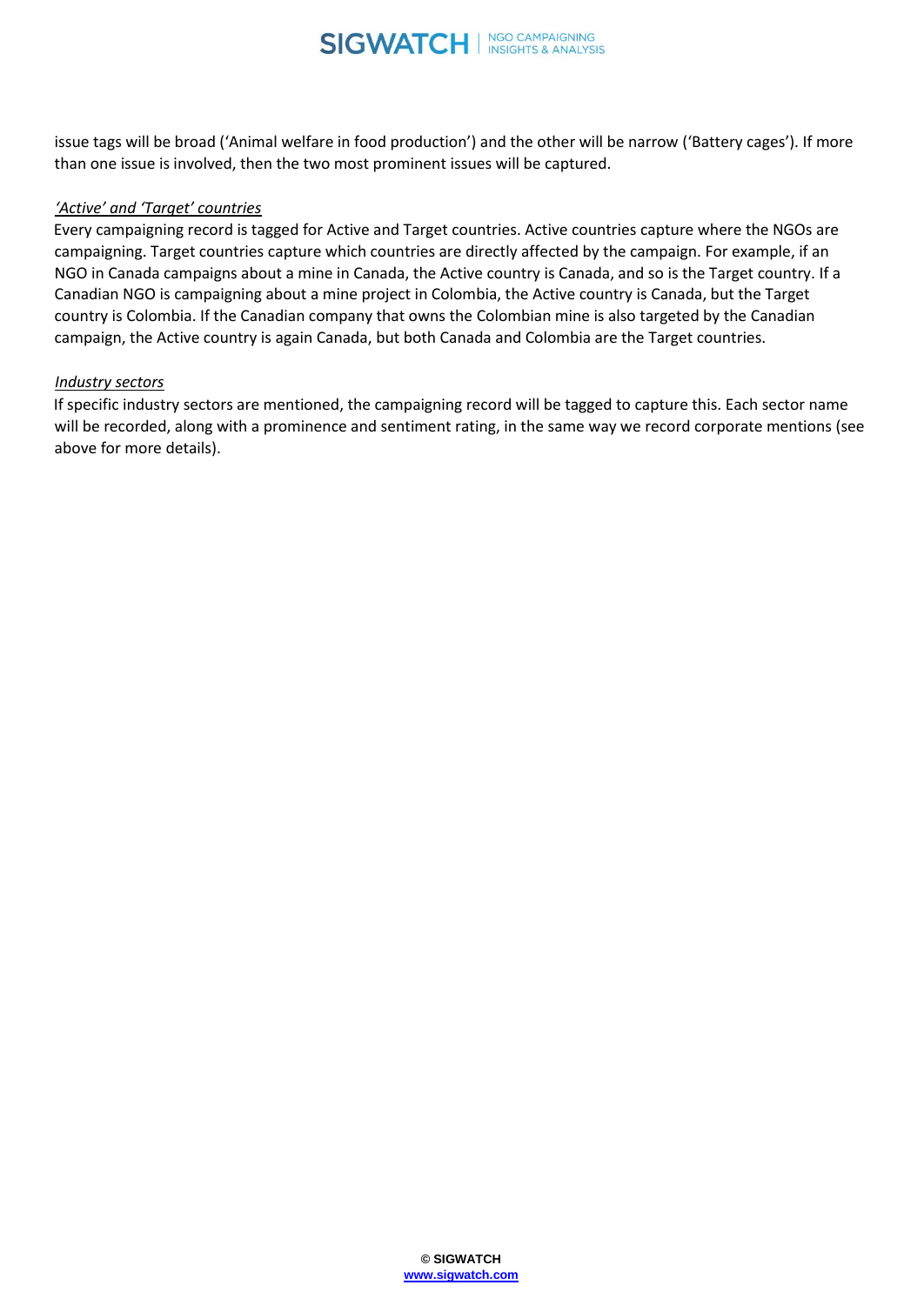issue tags will be broad ('Animal welfare in food production') and the other will be narrow ('Battery cages'). If more than one issue is involved, then the two most prominent issues will be captured.

*'Active' and 'Target' countries*

Every campaigning record is tagged for Active and Target countries. Active countries capture where the NGOs are campaigning. Target countries capture which countries are directly affected by the campaign. For example, if an NGO in Canada campaigns about a mine in Canada, the Active country is Canada, and so is the Target country. If a Canadian NGO is campaigning about a mine project in Colombia, the Active country is Canada, but the Target country is Colombia. If the Canadian company that owns the Colombian mine is also targeted by the Canadian campaign, the Active country is again Canada, but both Canada and Colombia are the Target countries.

*Industry sectors*

If specific industry sectors are mentioned, the campaigning record will be tagged to capture this. Each sector name will be recorded, along with a prominence and sentiment rating, in the same way we record corporate mentions (see above for more details).